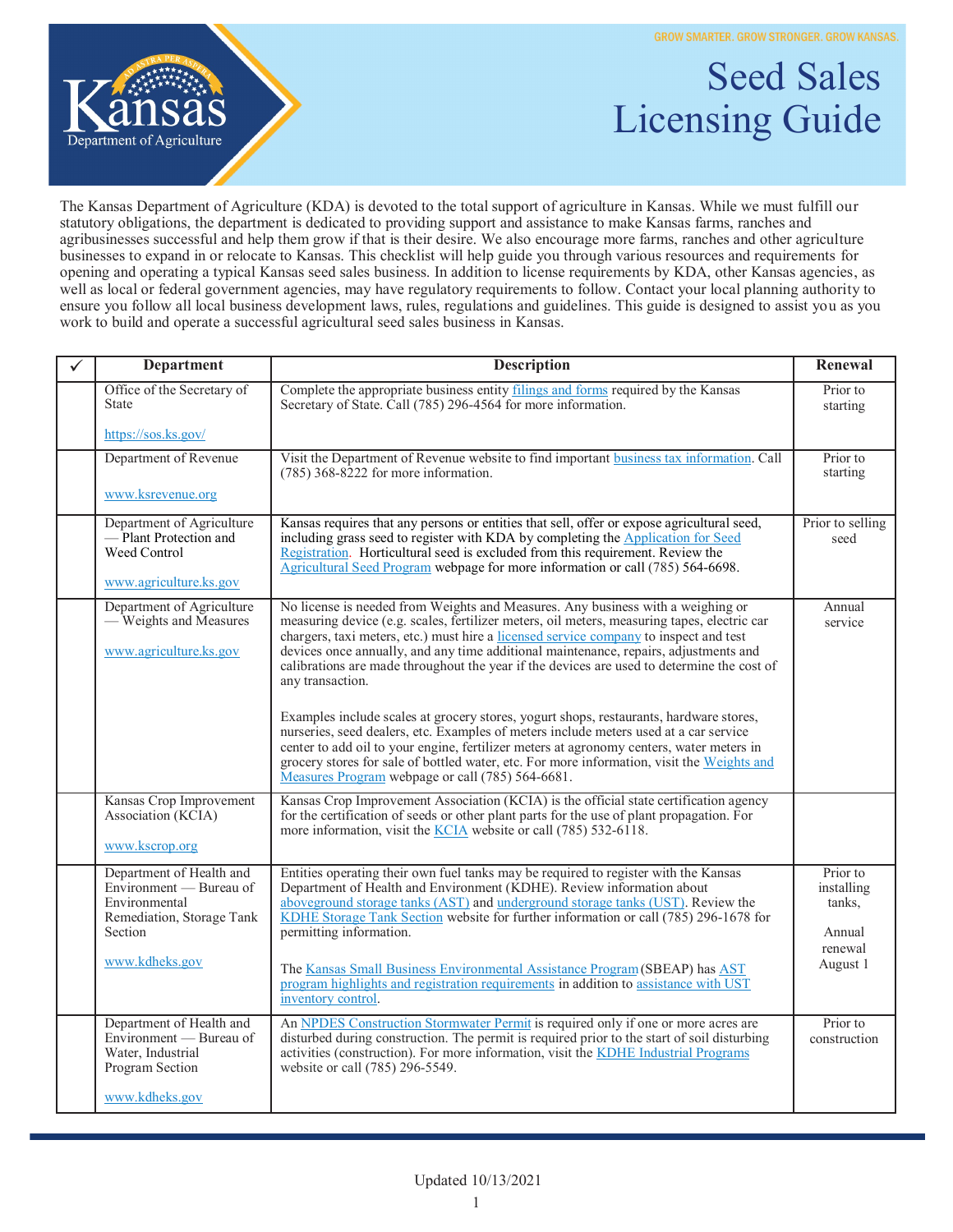GROW SMARTER. GROW STRONGER. GROW KANSAS.

# Seed Sales Licensing Guide

The Kansas Department of Agriculture (KDA) is devoted to the total support of agriculture in Kansas. While we must fulfill our statutory obligations, the department is dedicated to providing support and assistance to make Kansas farms, ranches and agribusinesses successful and help them grow if that is their desire. We also encourage more farms, ranches and other agriculture businesses to expand in or relocate to Kansas. This checklist will help guide you through various resources and requirements for opening and operating a typical Kansas seed sales business. In addition to license requirements by KDA, other Kansas agencies, as well as local or federal government agencies, may have regulatory requirements to follow. Contact your local planning authority to ensure you follow all local business development laws, rules, regulations and guidelines. This guide is designed to assist you as you work to build and operate a successful agricultural seed sales business in Kansas.

| ✓ | Department | Description | Renewal |
|---|---|---|---|
| | Office of the Secretary of State<br><br>https://sos.ks.gov/ | Complete the appropriate business entity filings and forms required by the Kansas Secretary of State. Call (785) 296-4564 for more information. | Prior to starting |
| | Department of Revenue<br><br>www.ksrevenue.org | Visit the Department of Revenue website to find important business tax information. Call (785) 368-8222 for more information. | Prior to starting |
| | Department of Agriculture — Plant Protection and Weed Control<br><br>www.agriculture.ks.gov | Kansas requires that any persons or entities that sell, offer or expose agricultural seed, including grass seed to register with KDA by completing the Application for Seed Registration. Horticultural seed is excluded from this requirement. Review the Agricultural Seed Program webpage for more information or call (785) 564-6698. | Prior to selling seed |
| | Department of Agriculture — Weights and Measures<br><br>www.agriculture.ks.gov | No license is needed from Weights and Measures. Any business with a weighing or measuring device (e.g. scales, fertilizer meters, oil meters, measuring tapes, electric car chargers, taxi meters, etc.) must hire a licensed service company to inspect and test devices once annually, and any time additional maintenance, repairs, adjustments and calibrations are made throughout the year if the devices are used to determine the cost of any transaction.<br><br>Examples include scales at grocery stores, yogurt shops, restaurants, hardware stores, nurseries, seed dealers, etc. Examples of meters include meters used at a car service center to add oil to your engine, fertilizer meters at agronomy centers, water meters in grocery stores for sale of bottled water, etc. For more information, visit the Weights and Measures Program webpage or call (785) 564-6681. | Annual service |
| | Kansas Crop Improvement Association (KCIA)<br><br>www.kscrop.org | Kansas Crop Improvement Association (KCIA) is the official state certification agency for the certification of seeds or other plant parts for the use of plant propagation. For more information, visit the KCIA website or call (785) 532-6118. | |
| | Department of Health and Environment — Bureau of Environmental Remediation, Storage Tank Section<br><br>www.kdheks.gov | Entities operating their own fuel tanks may be required to register with the Kansas Department of Health and Environment (KDHE). Review information about aboveground storage tanks (AST) and underground storage tanks (UST). Review the KDHE Storage Tank Section website for further information or call (785) 296-1678 for permitting information.<br><br>The Kansas Small Business Environmental Assistance Program (SBEAP) has AST program highlights and registration requirements in addition to assistance with UST inventory control. | Prior to installing tanks,<br><br>Annual renewal August 1 |
| | Department of Health and Environment — Bureau of Water, Industrial Program Section<br><br>www.kdheks.gov | An NPDES Construction Stormwater Permit is required only if one or more acres are disturbed during construction. The permit is required prior to the start of soil disturbing activities (construction). For more information, visit the KDHE Industrial Programs website or call (785) 296-5549. | Prior to construction |

Updated 10/13/2021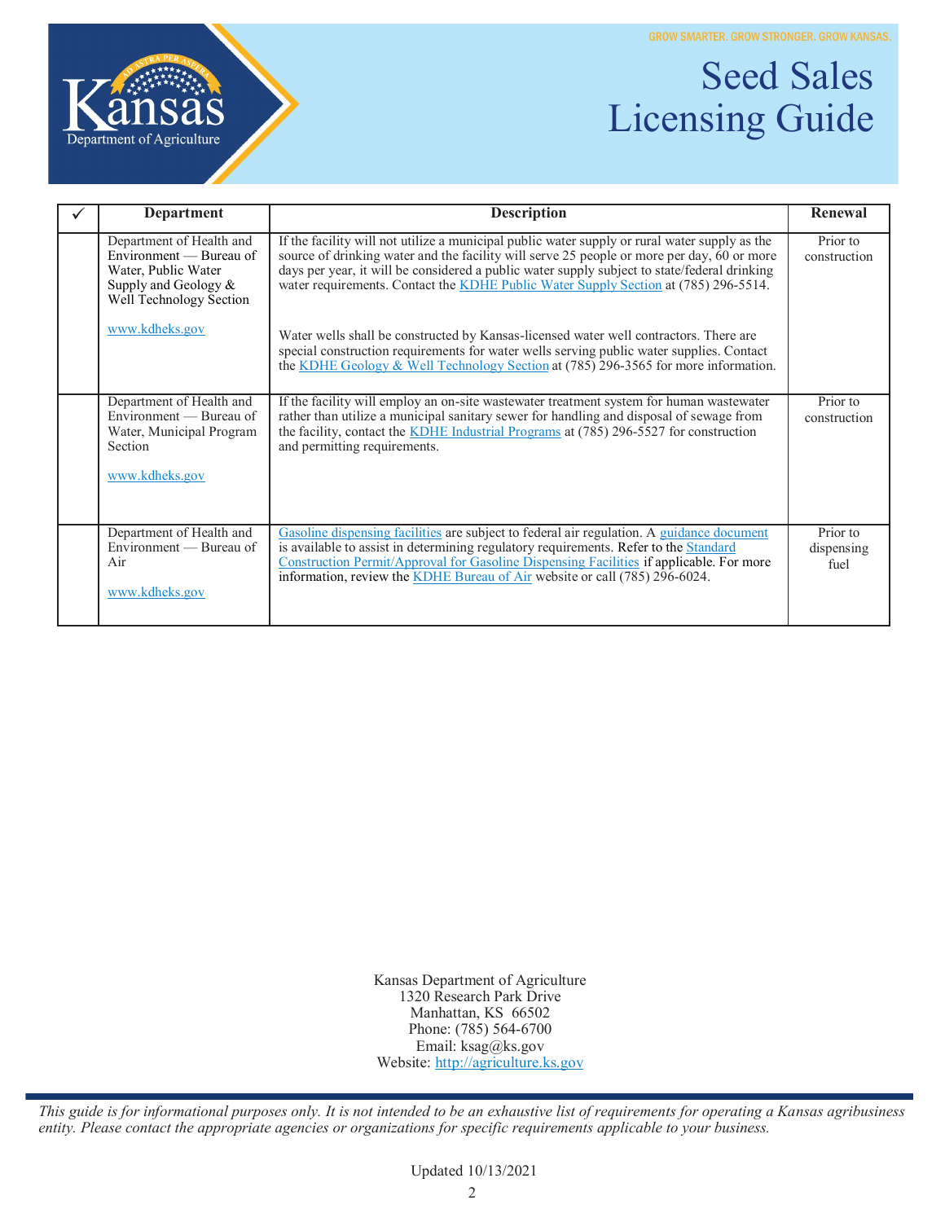# Seed Sales Licensing Guide

GROW SMARTER. GROW STRONGER. GROW KANSAS.

| ✓ | Department | Description | Renewal |
|---|---|---|---|
| | Department of Health and Environment — Bureau of Water, Public Water Supply and Geology & Well Technology Section<br><br>www.kdheks.gov | If the facility will not utilize a municipal public water supply or rural water supply as the source of drinking water and the facility will serve 25 people or more per day, 60 or more days per year, it will be considered a public water supply subject to state/federal drinking water requirements. Contact the KDHE Public Water Supply Section at (785) 296-5514.<br><br>Water wells shall be constructed by Kansas-licensed water well contractors. There are special construction requirements for water wells serving public water supplies. Contact the KDHE Geology & Well Technology Section at (785) 296-3565 for more information. | Prior to construction |
| | Department of Health and Environment — Bureau of Water, Municipal Program Section<br><br>www.kdheks.gov | If the facility will employ an on-site wastewater treatment system for human wastewater rather than utilize a municipal sanitary sewer for handling and disposal of sewage from the facility, contact the KDHE Industrial Programs at (785) 296-5527 for construction and permitting requirements. | Prior to construction |
| | Department of Health and Environment — Bureau of Air<br><br>www.kdheks.gov | Gasoline dispensing facilities are subject to federal air regulation. A guidance document is available to assist in determining regulatory requirements. Refer to the Standard Construction Permit/Approval for Gasoline Dispensing Facilities if applicable. For more information, review the KDHE Bureau of Air website or call (785) 296-6024. | Prior to dispensing fuel |

Kansas Department of Agriculture
1320 Research Park Drive
Manhattan, KS 66502
Phone: (785) 564-6700
Email: ksag@ks.gov
Website: http://agriculture.ks.gov

*This guide is for informational purposes only. It is not intended to be an exhaustive list of requirements for operating a Kansas agribusiness entity. Please contact the appropriate agencies or organizations for specific requirements applicable to your business.*

Updated 10/13/2021